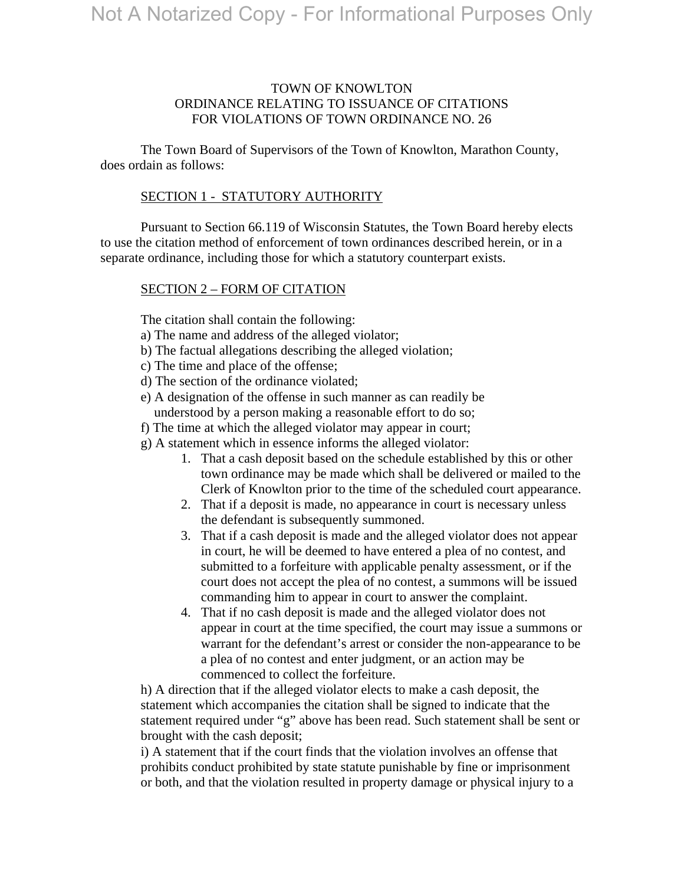# TOWN OF KNOWLTON
## ORDINANCE RELATING TO ISSUANCE OF CITATIONS FOR VIOLATIONS OF TOWN ORDINANCE NO. 26

The Town Board of Supervisors of the Town of Knowlton, Marathon County, does ordain as follows:

### SECTION 1 - STATUTORY AUTHORITY

Pursuant to Section 66.119 of Wisconsin Statutes, the Town Board hereby elects to use the citation method of enforcement of town ordinances described herein, or in a separate ordinance, including those for which a statutory counterpart exists.

### SECTION 2 – FORM OF CITATION

The citation shall contain the following:

a) The name and address of the alleged violator;
b) The factual allegations describing the alleged violation;
c) The time and place of the offense;
d) The section of the ordinance violated;
e) A designation of the offense in such manner as can readily be understood by a person making a reasonable effort to do so;
f) The time at which the alleged violator may appear in court;
g) A statement which in essence informs the alleged violator:

1. That a cash deposit based on the schedule established by this or other town ordinance may be made which shall be delivered or mailed to the Clerk of Knowlton prior to the time of the scheduled court appearance.
2. That if a deposit is made, no appearance in court is necessary unless the defendant is subsequently summoned.
3. That if a cash deposit is made and the alleged violator does not appear in court, he will be deemed to have entered a plea of no contest, and submitted to a forfeiture with applicable penalty assessment, or if the court does not accept the plea of no contest, a summons will be issued commanding him to appear in court to answer the complaint.
4. That if no cash deposit is made and the alleged violator does not appear in court at the time specified, the court may issue a summons or warrant for the defendant's arrest or consider the non-appearance to be a plea of no contest and enter judgment, or an action may be commenced to collect the forfeiture.

h) A direction that if the alleged violator elects to make a cash deposit, the statement which accompanies the citation shall be signed to indicate that the statement required under "g" above has been read. Such statement shall be sent or brought with the cash deposit;

i) A statement that if the court finds that the violation involves an offense that prohibits conduct prohibited by state statute punishable by fine or imprisonment or both, and that the violation resulted in property damage or physical injury to a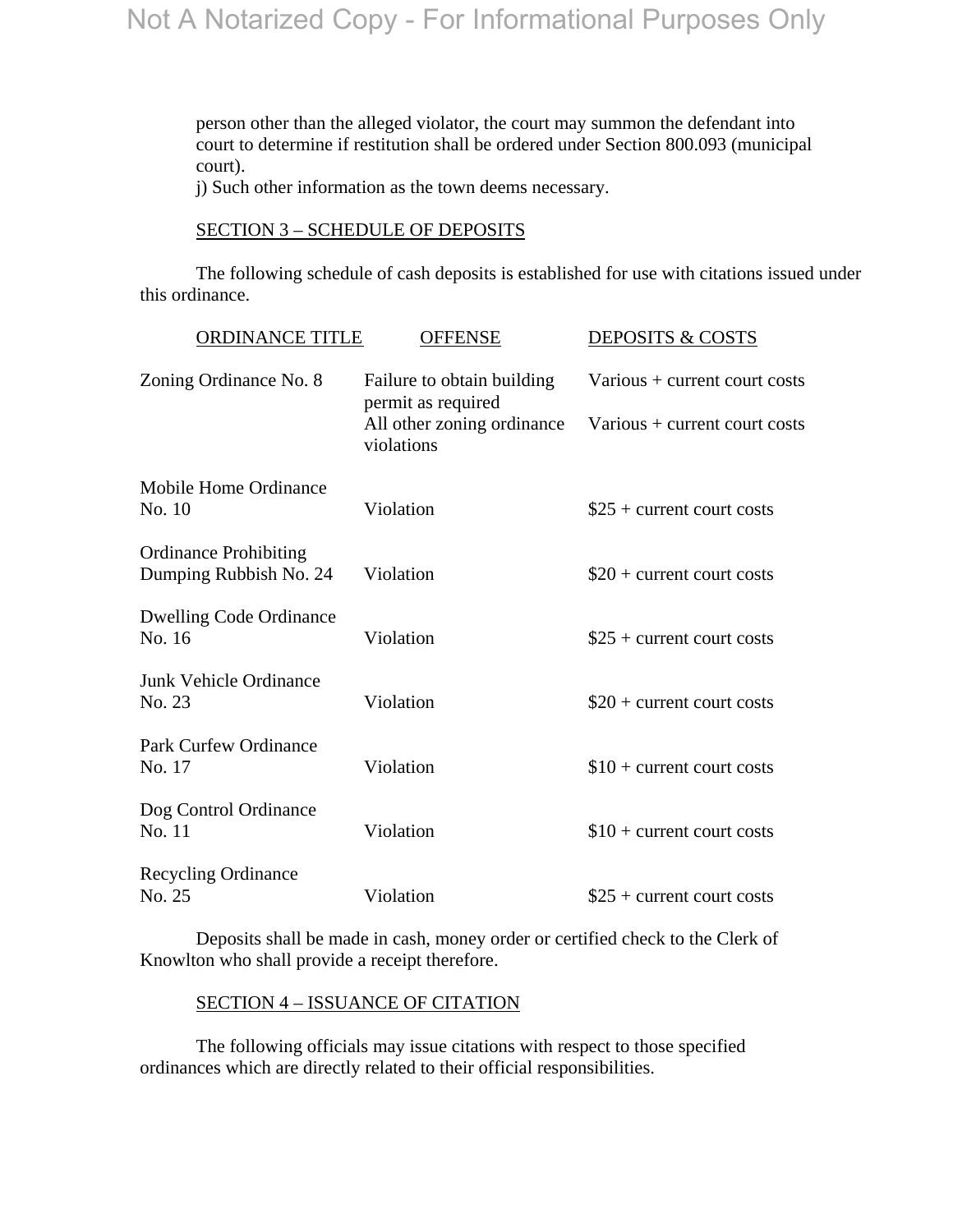person other than the alleged violator, the court may summon the defendant into court to determine if restitution shall be ordered under Section 800.093 (municipal court).

j) Such other information as the town deems necessary.

SECTION 3 – SCHEDULE OF DEPOSITS

The following schedule of cash deposits is established for use with citations issued under this ordinance.

| ORDINANCE TITLE | OFFENSE | DEPOSITS & COSTS |
|---|---|---|
| Zoning Ordinance No. 8 | Failure to obtain building permit as required | Various + current court costs |
| | All other zoning ordinance violations | Various + current court costs |
| Mobile Home Ordinance No. 10 | Violation | $25 + current court costs |
| Ordinance Prohibiting Dumping Rubbish No. 24 | Violation | $20 + current court costs |
| Dwelling Code Ordinance No. 16 | Violation | $25 + current court costs |
| Junk Vehicle Ordinance No. 23 | Violation | $20 + current court costs |
| Park Curfew Ordinance No. 17 | Violation | $10 + current court costs |
| Dog Control Ordinance No. 11 | Violation | $10 + current court costs |
| Recycling Ordinance No. 25 | Violation | $25 + current court costs |

Deposits shall be made in cash, money order or certified check to the Clerk of Knowlton who shall provide a receipt therefore.

SECTION 4 – ISSUANCE OF CITATION

The following officials may issue citations with respect to those specified ordinances which are directly related to their official responsibilities.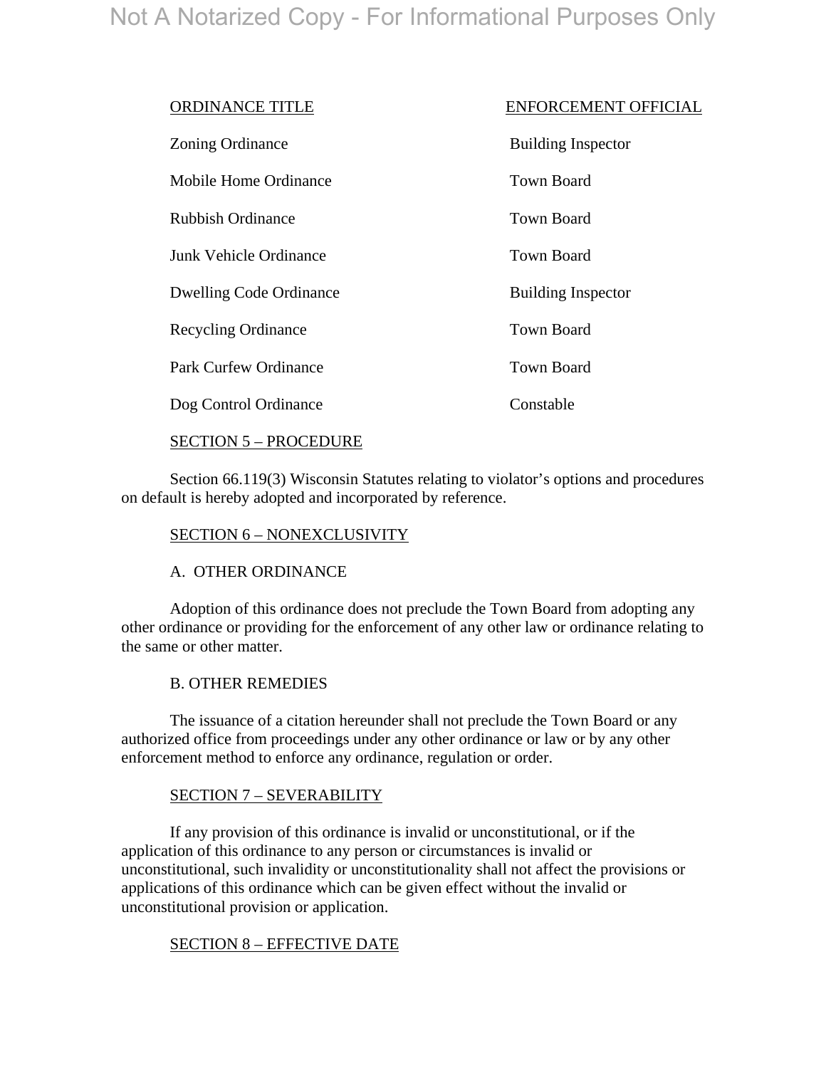| ORDINANCE TITLE | ENFORCEMENT OFFICIAL |
| --- | --- |
| Zoning Ordinance | Building Inspector |
| Mobile Home Ordinance | Town Board |
| Rubbish Ordinance | Town Board |
| Junk Vehicle Ordinance | Town Board |
| Dwelling Code Ordinance | Building Inspector |
| Recycling Ordinance | Town Board |
| Park Curfew Ordinance | Town Board |
| Dog Control Ordinance | Constable |

## SECTION 5 – PROCEDURE

Section 66.119(3) Wisconsin Statutes relating to violator's options and procedures on default is hereby adopted and incorporated by reference.

## SECTION 6 – NONEXCLUSIVITY

### A. OTHER ORDINANCE

Adoption of this ordinance does not preclude the Town Board from adopting any other ordinance or providing for the enforcement of any other law or ordinance relating to the same or other matter.

### B. OTHER REMEDIES

The issuance of a citation hereunder shall not preclude the Town Board or any authorized office from proceedings under any other ordinance or law or by any other enforcement method to enforce any ordinance, regulation or order.

## SECTION 7 – SEVERABILITY

If any provision of this ordinance is invalid or unconstitutional, or if the application of this ordinance to any person or circumstances is invalid or unconstitutional, such invalidity or unconstitutionality shall not affect the provisions or applications of this ordinance which can be given effect without the invalid or unconstitutional provision or application.

## SECTION 8 – EFFECTIVE DATE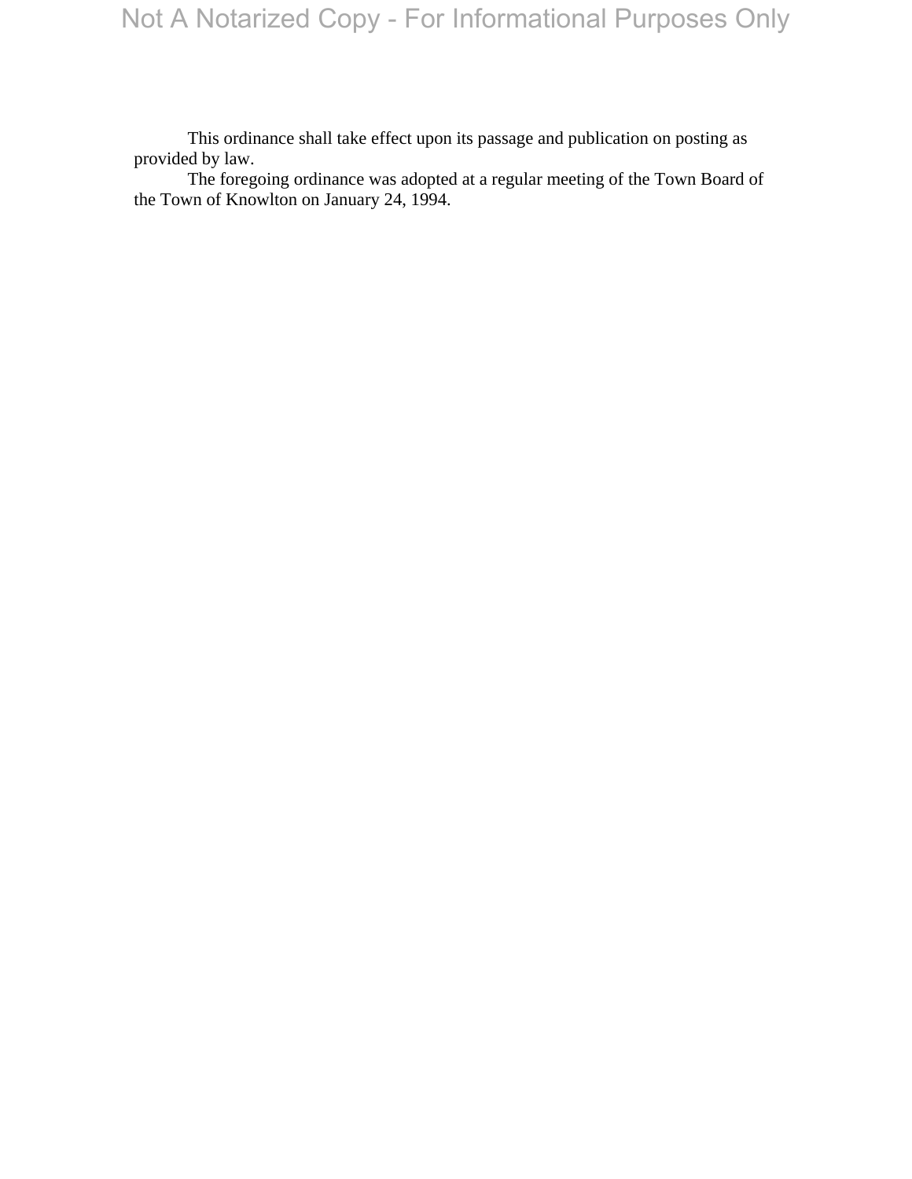This ordinance shall take effect upon its passage and publication on posting as provided by law.

The foregoing ordinance was adopted at a regular meeting of the Town Board of the Town of Knowlton on January 24, 1994.